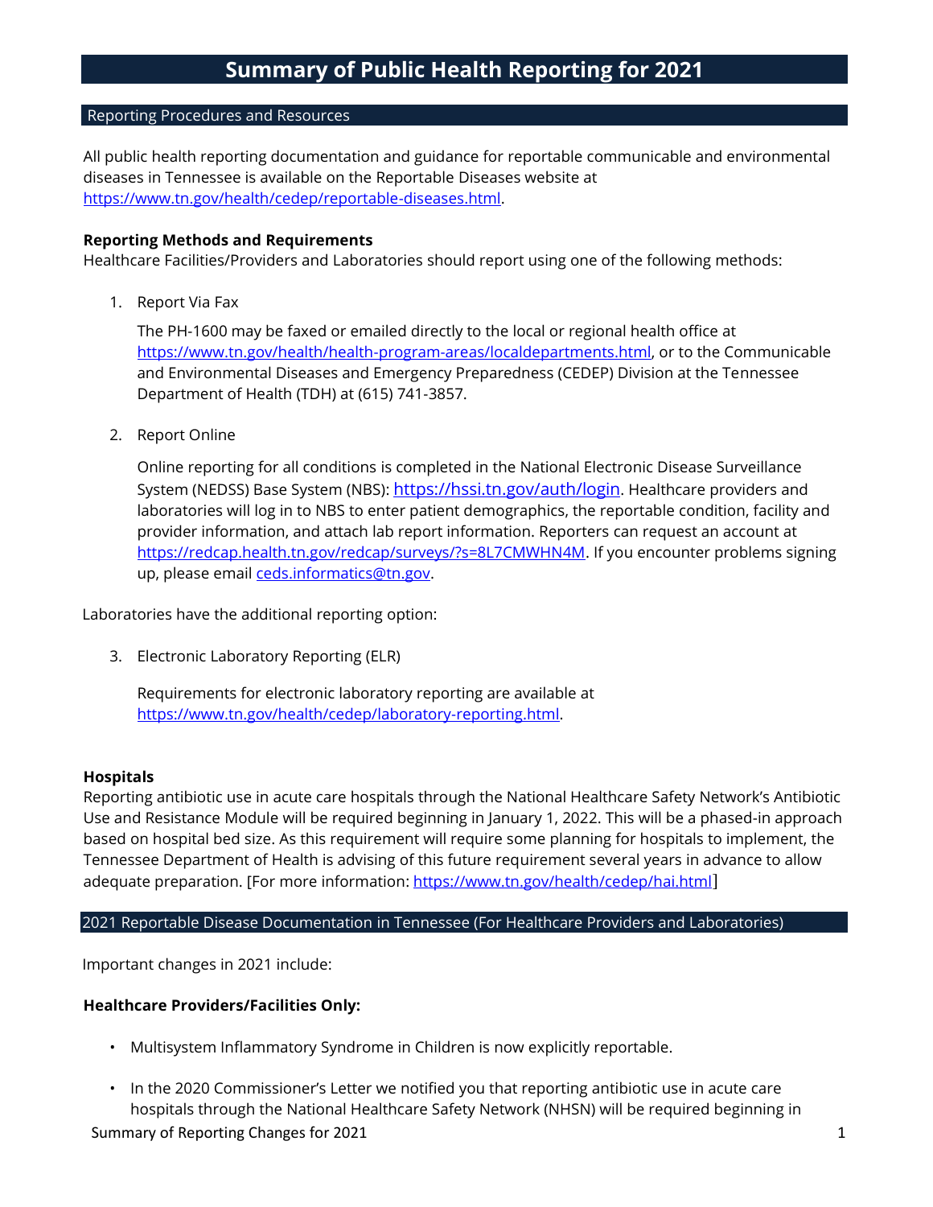# Summary of Public Health Reporting for 2021

## Reporting Procedures and Resources

All public health reporting documentation and guidance for reportable communicable and environmental diseases in Tennessee is available on the Reportable Diseases website at https://www.tn.gov/health/cedep/reportable-diseases.html.

**Reporting Methods and Requirements**

Healthcare Facilities/Providers and Laboratories should report using one of the following methods:

1. Report Via Fax

   The PH-1600 may be faxed or emailed directly to the local or regional health office at https://www.tn.gov/health/health-program-areas/localdepartments.html, or to the Communicable and Environmental Diseases and Emergency Preparedness (CEDEP) Division at the Tennessee Department of Health (TDH) at (615) 741-3857.

2. Report Online

   Online reporting for all conditions is completed in the National Electronic Disease Surveillance System (NEDSS) Base System (NBS): https://hssi.tn.gov/auth/login. Healthcare providers and laboratories will log in to NBS to enter patient demographics, the reportable condition, facility and provider information, and attach lab report information. Reporters can request an account at https://redcap.health.tn.gov/redcap/surveys/?s=8L7CMWHN4M. If you encounter problems signing up, please email ceds.informatics@tn.gov.

Laboratories have the additional reporting option:

3. Electronic Laboratory Reporting (ELR)

   Requirements for electronic laboratory reporting are available at https://www.tn.gov/health/cedep/laboratory-reporting.html.

**Hospitals**

Reporting antibiotic use in acute care hospitals through the National Healthcare Safety Network's Antibiotic Use and Resistance Module will be required beginning in January 1, 2022. This will be a phased-in approach based on hospital bed size. As this requirement will require some planning for hospitals to implement, the Tennessee Department of Health is advising of this future requirement several years in advance to allow adequate preparation. [For more information: https://www.tn.gov/health/cedep/hai.html]

## 2021 Reportable Disease Documentation in Tennessee (For Healthcare Providers and Laboratories)

Important changes in 2021 include:

**Healthcare Providers/Facilities Only:**

- Multisystem Inflammatory Syndrome in Children is now explicitly reportable.
- In the 2020 Commissioner's Letter we notified you that reporting antibiotic use in acute care hospitals through the National Healthcare Safety Network (NHSN) will be required beginning in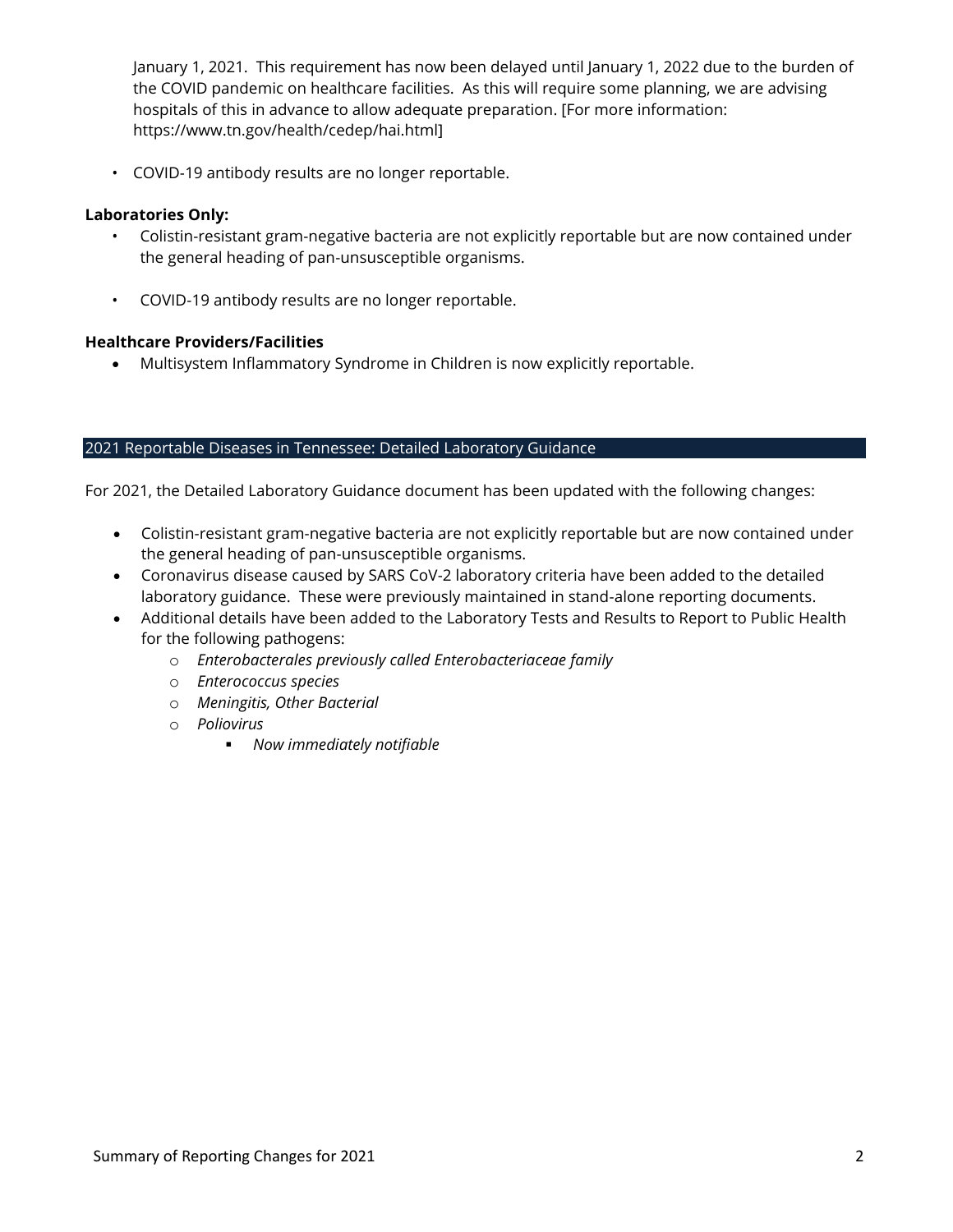January 1, 2021. This requirement has now been delayed until January 1, 2022 due to the burden of the COVID pandemic on healthcare facilities. As this will require some planning, we are advising hospitals of this in advance to allow adequate preparation. [For more information: https://www.tn.gov/health/cedep/hai.html]

- COVID-19 antibody results are no longer reportable.

**Laboratories Only:**

- Colistin-resistant gram-negative bacteria are not explicitly reportable but are now contained under the general heading of pan-unsusceptible organisms.

- COVID-19 antibody results are no longer reportable.

**Healthcare Providers/Facilities**

- Multisystem Inflammatory Syndrome in Children is now explicitly reportable.

## 2021 Reportable Diseases in Tennessee: Detailed Laboratory Guidance

For 2021, the Detailed Laboratory Guidance document has been updated with the following changes:

- Colistin-resistant gram-negative bacteria are not explicitly reportable but are now contained under the general heading of pan-unsusceptible organisms.
- Coronavirus disease caused by SARS CoV-2 laboratory criteria have been added to the detailed laboratory guidance. These were previously maintained in stand-alone reporting documents.
- Additional details have been added to the Laboratory Tests and Results to Report to Public Health for the following pathogens:
  - *Enterobacterales previously called Enterobacteriaceae family*
  - *Enterococcus species*
  - *Meningitis, Other Bacterial*
  - *Poliovirus*
    - *Now immediately notifiable*